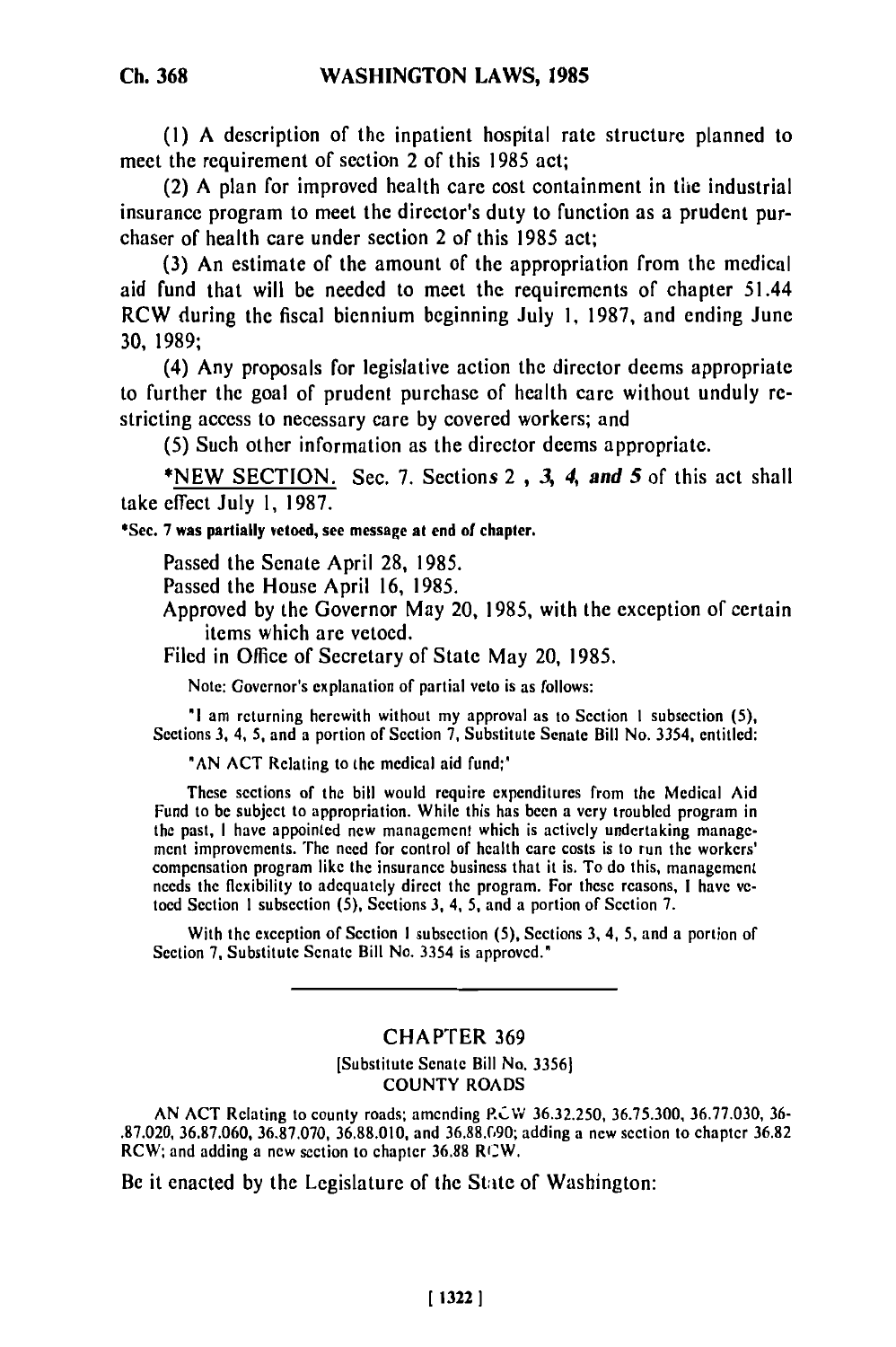(1) A description of the inpatient hospital rate structure planned to meet the requirement of section 2 of this 1985 act;

(2) A plan for improved health care cost containment in the industrial insurance program to meet the director's duty to function as a prudent purchaser of health care under section 2 of this 1985 act;

(3) An estimate of the amount of the appropriation from the medical aid fund that will be needed to meet the requirements of chapter 51.44 RCW during the fiscal biennium beginning July 1, 1987, and ending June 30, 1989;

(4) Any proposals for legislative action the director deems appropriate to further the goal of prudent purchase of health care without unduly restricting access to necessary care by covered workers; and

(5) Such other information as the director deems appropriate.

*NEW SECTION. Sec. 7. Sections 2 , *3, 4, and 5* of this act shall take effect July 1, 1987.

*Sec. 7 was partially vetoed, see message at end of chapter.

Passed the Senate April 28, 1985.
Passed the House April 16, 1985.
Approved by the Governor May 20, 1985, with the exception of certain items which are vetoed.
Filed in Office of Secretary of State May 20, 1985.

Note: Governor's explanation of partial veto is as follows:

"I am returning herewith without my approval as to Section 1 subsection (5), Sections 3, 4, 5, and a portion of Section 7, Substitute Senate Bill No. 3354, entitled:

"AN ACT Relating to the medical aid fund;"

These sections of the bill would require expenditures from the Medical Aid Fund to be subject to appropriation. While this has been a very troubled program in the past, I have appointed new management which is actively undertaking management improvements. The need for control of health care costs is to run the workers' compensation program like the insurance business that it is. To do this, management needs the flexibility to adequately direct the program. For these reasons, I have vetoed Section 1 subsection (5), Sections 3, 4, 5, and a portion of Section 7.

With the exception of Section 1 subsection (5), Sections 3, 4, 5, and a portion of Section 7, Substitute Senate Bill No. 3354 is approved."

## CHAPTER 369

[Substitute Senate Bill No. 3356]

COUNTY ROADS

AN ACT Relating to county roads; amending RCW 36.32.250, 36.75.300, 36.77.030, 36.87.020, 36.87.060, 36.87.070, 36.88.010, and 36.88.090; adding a new section to chapter 36.82 RCW; and adding a new section to chapter 36.88 RCW.

Be it enacted by the Legislature of the State of Washington: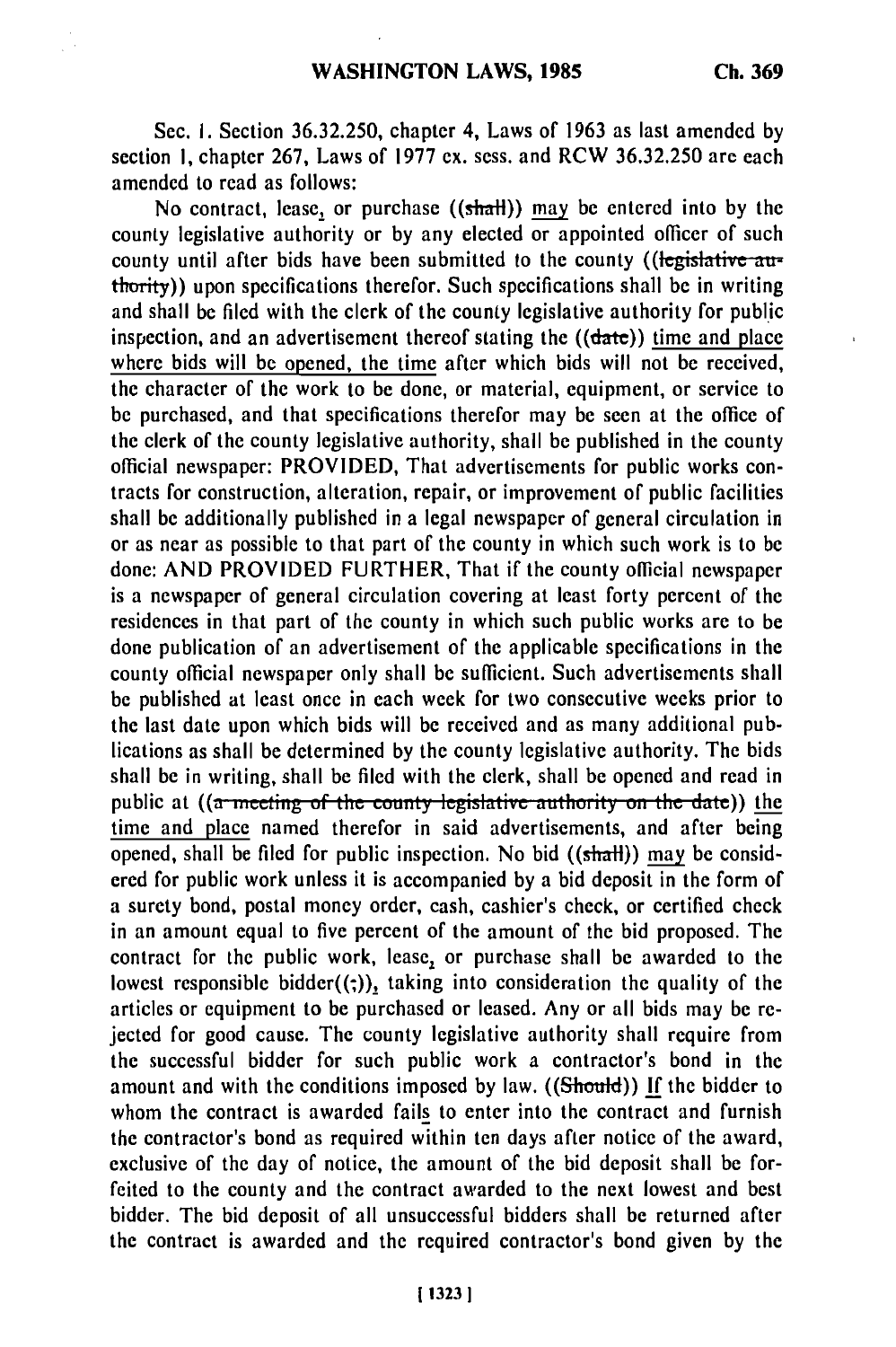Sec. 1. Section 36.32.250, chapter 4, Laws of 1963 as last amended by section 1, chapter 267, Laws of 1977 ex. sess. and RCW 36.32.250 are each amended to read as follows:

No contract, lease, or purchase ((~~shall~~)) may be entered into by the county legislative authority or by any elected or appointed officer of such county until after bids have been submitted to the county ((~~legislative authority~~)) upon specifications therefor. Such specifications shall be in writing and shall be filed with the clerk of the county legislative authority for public inspection, and an advertisement thereof stating the ((~~date~~)) time and place where bids will be opened, the time after which bids will not be received, the character of the work to be done, or material, equipment, or service to be purchased, and that specifications therefor may be seen at the office of the clerk of the county legislative authority, shall be published in the county official newspaper: PROVIDED, That advertisements for public works contracts for construction, alteration, repair, or improvement of public facilities shall be additionally published in a legal newspaper of general circulation in or as near as possible to that part of the county in which such work is to be done: AND PROVIDED FURTHER, That if the county official newspaper is a newspaper of general circulation covering at least forty percent of the residences in that part of the county in which such public works are to be done publication of an advertisement of the applicable specifications in the county official newspaper only shall be sufficient. Such advertisements shall be published at least once in each week for two consecutive weeks prior to the last date upon which bids will be received and as many additional publications as shall be determined by the county legislative authority. The bids shall be in writing, shall be filed with the clerk, shall be opened and read in public at ((~~a meeting of the county legislative authority on the date~~)) the time and place named therefor in said advertisements, and after being opened, shall be filed for public inspection. No bid ((~~shall~~)) may be considered for public work unless it is accompanied by a bid deposit in the form of a surety bond, postal money order, cash, cashier's check, or certified check in an amount equal to five percent of the amount of the bid proposed. The contract for the public work, lease, or purchase shall be awarded to the lowest responsible bidder((~~;~~)), taking into consideration the quality of the articles or equipment to be purchased or leased. Any or all bids may be rejected for good cause. The county legislative authority shall require from the successful bidder for such public work a contractor's bond in the amount and with the conditions imposed by law. ((~~Should~~)) If the bidder to whom the contract is awarded fails to enter into the contract and furnish the contractor's bond as required within ten days after notice of the award, exclusive of the day of notice, the amount of the bid deposit shall be forfeited to the county and the contract awarded to the next lowest and best bidder. The bid deposit of all unsuccessful bidders shall be returned after the contract is awarded and the required contractor's bond given by the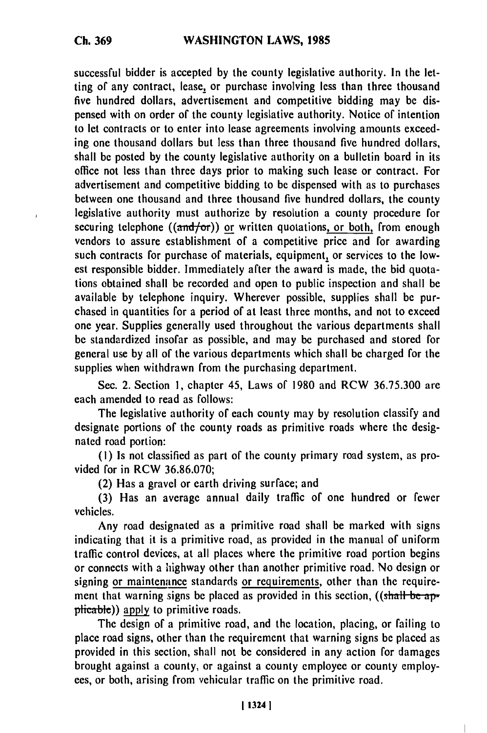successful bidder is accepted by the county legislative authority. In the letting of any contract, lease, or purchase involving less than three thousand five hundred dollars, advertisement and competitive bidding may be dispensed with on order of the county legislative authority. Notice of intention to let contracts or to enter into lease agreements involving amounts exceeding one thousand dollars but less than three thousand five hundred dollars, shall be posted by the county legislative authority on a bulletin board in its office not less than three days prior to making such lease or contract. For advertisement and competitive bidding to be dispensed with as to purchases between one thousand and three thousand five hundred dollars, the county legislative authority must authorize by resolution a county procedure for securing telephone ((~~and/or~~)) <u>or</u> written quotations<u>, or both,</u> from enough vendors to assure establishment of a competitive price and for awarding such contracts for purchase of materials, equipment, or services to the lowest responsible bidder. Immediately after the award is made, the bid quotations obtained shall be recorded and open to public inspection and shall be available by telephone inquiry. Wherever possible, supplies shall be purchased in quantities for a period of at least three months, and not to exceed one year. Supplies generally used throughout the various departments shall be standardized insofar as possible, and may be purchased and stored for general use by all of the various departments which shall be charged for the supplies when withdrawn from the purchasing department.

Sec. 2. Section 1, chapter 45, Laws of 1980 and RCW 36.75.300 are each amended to read as follows:

The legislative authority of each county may by resolution classify and designate portions of the county roads as primitive roads where the designated road portion:

(1) Is not classified as part of the county primary road system, as provided for in RCW 36.86.070;

(2) Has a gravel or earth driving surface; and

(3) Has an average annual daily traffic of one hundred or fewer vehicles.

Any road designated as a primitive road shall be marked with signs indicating that it is a primitive road, as provided in the manual of uniform traffic control devices, at all places where the primitive road portion begins or connects with a highway other than another primitive road. No design or signing <u>or maintenance</u> standards <u>or requirements</u>, other than the requirement that warning signs be placed as provided in this section, ((~~shall be applicable~~)) <u>apply</u> to primitive roads.

The design of a primitive road, and the location, placing, or failing to place road signs, other than the requirement that warning signs be placed as provided in this section, shall not be considered in any action for damages brought against a county, or against a county employee or county employees, or both, arising from vehicular traffic on the primitive road.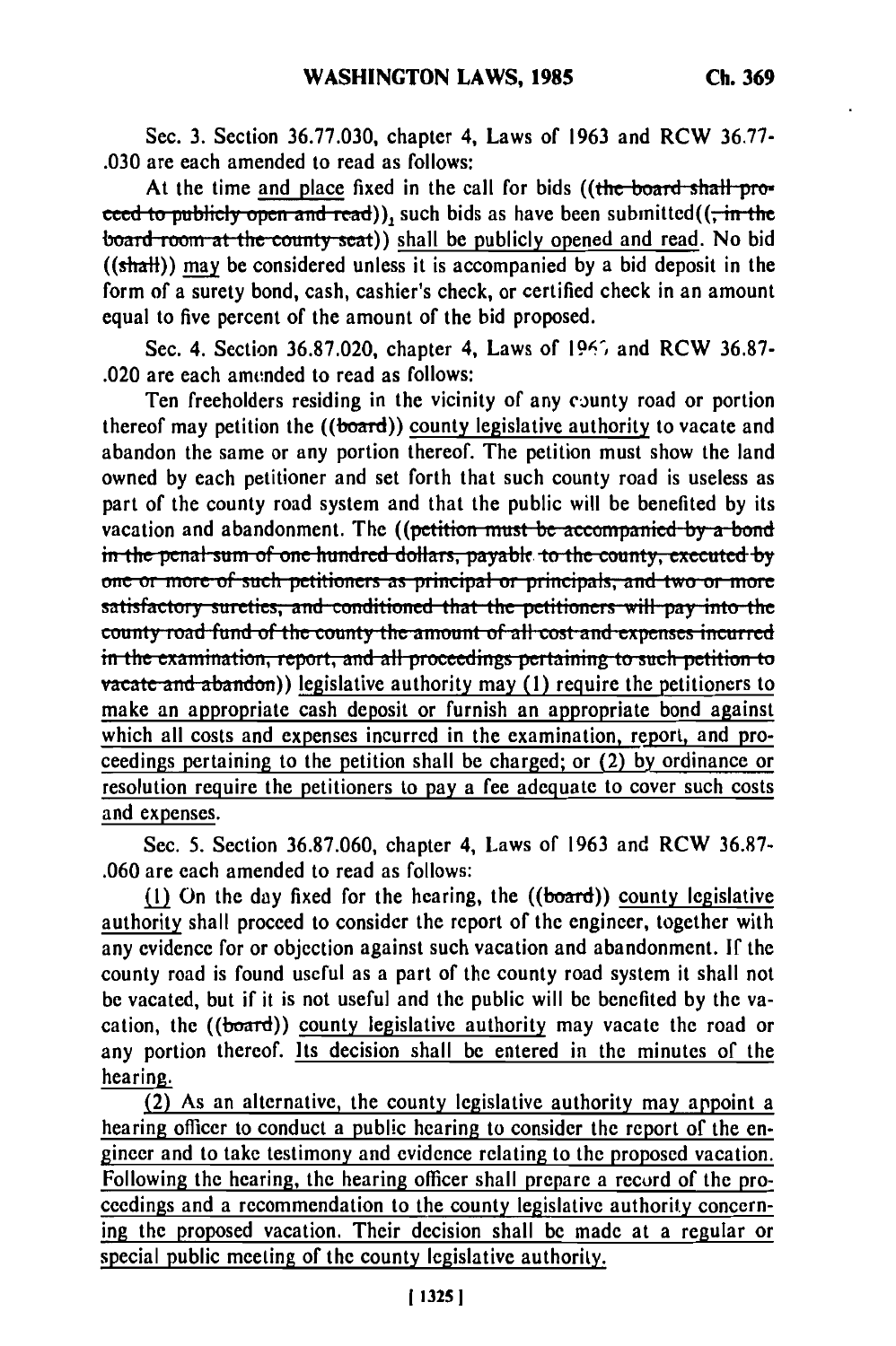Sec. 3. Section 36.77.030, chapter 4, Laws of 1963 and RCW 36.77-.030 are each amended to read as follows:

At the time and place fixed in the call for bids ((~~the board shall proceed to publicly open and read~~)), such bids as have been submitted((~~, in the board room at the county seat~~)) shall be publicly opened and read. No bid ((~~shall~~)) may be considered unless it is accompanied by a bid deposit in the form of a surety bond, cash, cashier's check, or certified check in an amount equal to five percent of the amount of the bid proposed.

Sec. 4. Section 36.87.020, chapter 4, Laws of 1963 and RCW 36.87-.020 are each amended to read as follows:

Ten freeholders residing in the vicinity of any county road or portion thereof may petition the ((~~board~~)) county legislative authority to vacate and abandon the same or any portion thereof. The petition must show the land owned by each petitioner and set forth that such county road is useless as part of the county road system and that the public will be benefited by its vacation and abandonment. The ((~~petition must be accompanied by a bond in the penal sum of one hundred dollars, payable to the county, executed by one or more of such petitioners as principal or principals, and two or more satisfactory sureties, and conditioned that the petitioners will pay into the county road fund of the county the amount of all cost and expenses incurred in the examination, report, and all proceedings pertaining to such petition to vacate and abandon~~)) legislative authority may (1) require the petitioners to make an appropriate cash deposit or furnish an appropriate bond against which all costs and expenses incurred in the examination, report, and proceedings pertaining to the petition shall be charged; or (2) by ordinance or resolution require the petitioners to pay a fee adequate to cover such costs and expenses.

Sec. 5. Section 36.87.060, chapter 4, Laws of 1963 and RCW 36.87-.060 are each amended to read as follows:

(1) On the day fixed for the hearing, the ((~~board~~)) county legislative authority shall proceed to consider the report of the engineer, together with any evidence for or objection against such vacation and abandonment. If the county road is found useful as a part of the county road system it shall not be vacated, but if it is not useful and the public will be benefited by the vacation, the ((~~board~~)) county legislative authority may vacate the road or any portion thereof. Its decision shall be entered in the minutes of the hearing.

(2) As an alternative, the county legislative authority may appoint a hearing officer to conduct a public hearing to consider the report of the engineer and to take testimony and evidence relating to the proposed vacation. Following the hearing, the hearing officer shall prepare a record of the proceedings and a recommendation to the county legislative authority concerning the proposed vacation. Their decision shall be made at a regular or special public meeting of the county legislative authority.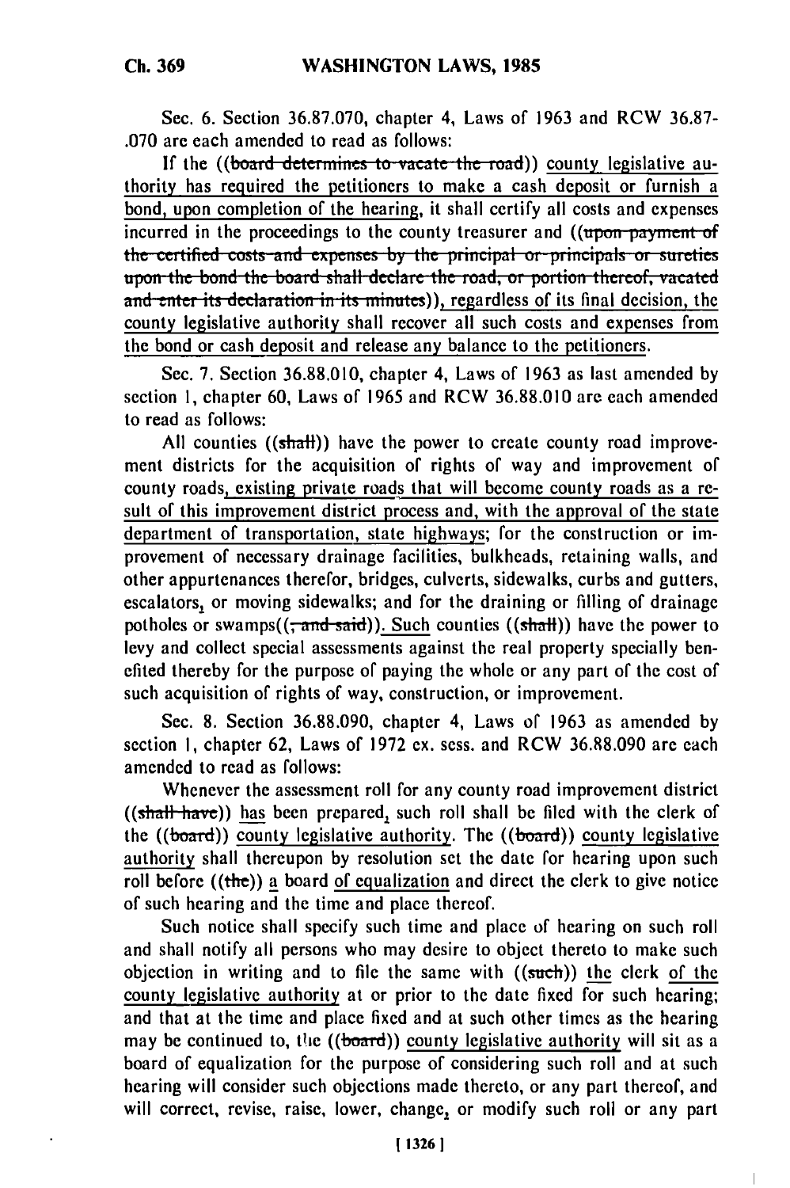Sec. 6. Section 36.87.070, chapter 4, Laws of 1963 and RCW 36.87-.070 are each amended to read as follows:

If the ((~~board determines to vacate the road~~)) <u>county legislative authority has required the petitioners to make a cash deposit or furnish a bond, upon completion of the hearing,</u> it shall certify all costs and expenses incurred in the proceedings to the county treasurer and ((~~upon payment of the certified costs and expenses by the principal or principals or sureties upon the bond the board shall declare the road, or portion thereof, vacated and enter its declaration in its minutes~~))<u>, regardless of its final decision, the county legislative authority shall recover all such costs and expenses from the bond or cash deposit and release any balance to the petitioners</u>.

Sec. 7. Section 36.88.010, chapter 4, Laws of 1963 as last amended by section 1, chapter 60, Laws of 1965 and RCW 36.88.010 are each amended to read as follows:

All counties ((~~shall~~)) have the power to create county road improvement districts for the acquisition of rights of way and improvement of county roads<u>, existing private roads that will become county roads as a result of this improvement district process and, with the approval of the state department of transportation, state highways</u>; for the construction or improvement of necessary drainage facilities, bulkheads, retaining walls, and other appurtenances therefor, bridges, culverts, sidewalks, curbs and gutters, escalators<u>,</u> or moving sidewalks; and for the draining or filling of drainage potholes or swamps((~~, and said~~))<u>. Such</u> counties ((~~shall~~)) have the power to levy and collect special assessments against the real property specially benefited thereby for the purpose of paying the whole or any part of the cost of such acquisition of rights of way, construction, or improvement.

Sec. 8. Section 36.88.090, chapter 4, Laws of 1963 as amended by section 1, chapter 62, Laws of 1972 ex. sess. and RCW 36.88.090 are each amended to read as follows:

Whenever the assessment roll for any county road improvement district ((~~shall have~~)) <u>has</u> been prepared<u>,</u> such roll shall be filed with the clerk of the ((~~board~~)) <u>county legislative authority</u>. The ((~~board~~)) <u>county legislative authority</u> shall thereupon by resolution set the date for hearing upon such roll before ((~~the~~)) <u>a</u> board <u>of equalization</u> and direct the clerk to give notice of such hearing and the time and place thereof.

Such notice shall specify such time and place of hearing on such roll and shall notify all persons who may desire to object thereto to make such objection in writing and to file the same with ((~~such~~)) <u>the</u> clerk <u>of the county legislative authority</u> at or prior to the date fixed for such hearing; and that at the time and place fixed and at such other times as the hearing may be continued to, the ((~~board~~)) <u>county legislative authority</u> will sit as a board of equalization for the purpose of considering such roll and at such hearing will consider such objections made thereto, or any part thereof, and will correct, revise, raise, lower, change<u>,</u> or modify such roll or any part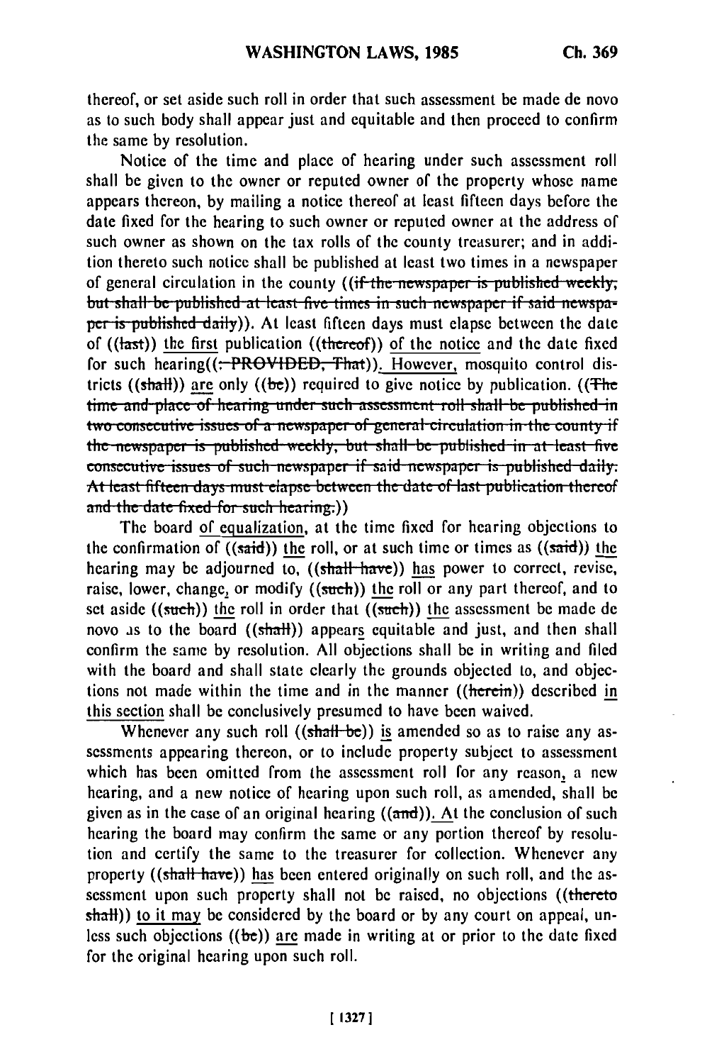thereof, or set aside such roll in order that such assessment be made de novo as to such body shall appear just and equitable and then proceed to confirm the same by resolution.

Notice of the time and place of hearing under such assessment roll shall be given to the owner or reputed owner of the property whose name appears thereon, by mailing a notice thereof at least fifteen days before the date fixed for the hearing to such owner or reputed owner at the address of such owner as shown on the tax rolls of the county treasurer; and in addition thereto such notice shall be published at least two times in a newspaper of general circulation in the county ((~~if the newspaper is published weekly, but shall be published at least five times in such newspaper if said newspaper is published daily~~)). At least fifteen days must elapse between the date of ((~~last~~)) the first publication ((~~thereof~~)) of the notice and the date fixed for such hearing((~~: PROVIDED, That~~)). However, mosquito control districts ((~~shall~~)) are only ((~~be~~)) required to give notice by publication. ((~~The time and place of hearing under such assessment roll shall be published in two consecutive issues of a newspaper of general circulation in the county if the newspaper is published weekly, but shall be published in at least five consecutive issues of such newspaper if said newspaper is published daily. At least fifteen days must elapse between the date of last publication thereof and the date fixed for such hearing.~~))

The board of equalization, at the time fixed for hearing objections to the confirmation of ((~~said~~)) the roll, or at such time or times as ((~~said~~)) the hearing may be adjourned to, ((~~shall have~~)) has power to correct, revise, raise, lower, change, or modify ((~~such~~)) the roll or any part thereof, and to set aside ((~~such~~)) the roll in order that ((~~such~~)) the assessment be made de novo as to the board ((~~shall~~)) appears equitable and just, and then shall confirm the same by resolution. All objections shall be in writing and filed with the board and shall state clearly the grounds objected to, and objections not made within the time and in the manner ((~~herein~~)) described in this section shall be conclusively presumed to have been waived.

Whenever any such roll ((~~shall be~~)) is amended so as to raise any assessments appearing thereon, or to include property subject to assessment which has been omitted from the assessment roll for any reason, a new hearing, and a new notice of hearing upon such roll, as amended, shall be given as in the case of an original hearing ((~~and~~)). At the conclusion of such hearing the board may confirm the same or any portion thereof by resolution and certify the same to the treasurer for collection. Whenever any property ((~~shall have~~)) has been entered originally on such roll, and the assessment upon such property shall not be raised, no objections ((~~thereto shall~~)) to it may be considered by the board or by any court on appeal, unless such objections ((~~be~~)) are made in writing at or prior to the date fixed for the original hearing upon such roll.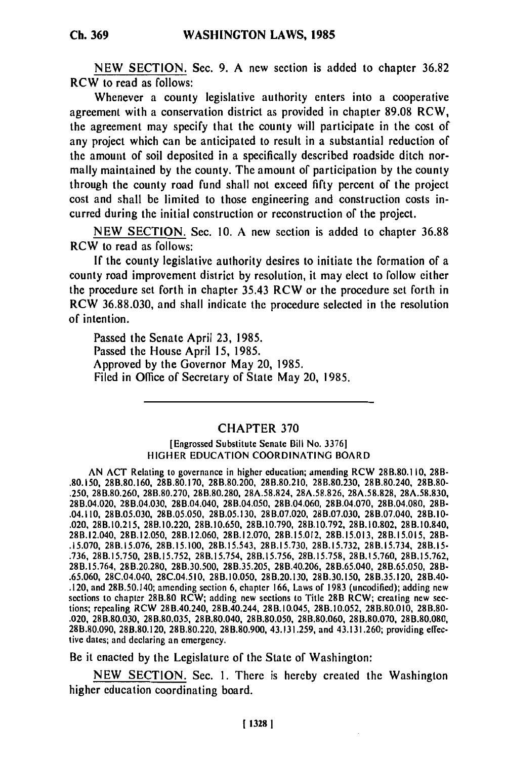NEW SECTION. Sec. 9. A new section is added to chapter 36.82 RCW to read as follows:

Whenever a county legislative authority enters into a cooperative agreement with a conservation district as provided in chapter 89.08 RCW, the agreement may specify that the county will participate in the cost of any project which can be anticipated to result in a substantial reduction of the amount of soil deposited in a specifically described roadside ditch normally maintained by the county. The amount of participation by the county through the county road fund shall not exceed fifty percent of the project cost and shall be limited to those engineering and construction costs incurred during the initial construction or reconstruction of the project.

NEW SECTION. Sec. 10. A new section is added to chapter 36.88 RCW to read as follows:

If the county legislative authority desires to initiate the formation of a county road improvement district by resolution, it may elect to follow either the procedure set forth in chapter 35.43 RCW or the procedure set forth in RCW 36.88.030, and shall indicate the procedure selected in the resolution of intention.

Passed the Senate April 23, 1985.
Passed the House April 15, 1985.
Approved by the Governor May 20, 1985.
Filed in Office of Secretary of State May 20, 1985.

---

## CHAPTER 370

[Engrossed Substitute Senate Bill No. 3376]
HIGHER EDUCATION COORDINATING BOARD

AN ACT Relating to governance in higher education; amending RCW 28B.80.110, 28B.80.150, 28B.80.160, 28B.80.170, 28B.80.200, 28B.80.210, 28B.80.230, 28B.80.240, 28B.80.250, 28B.80.260, 28B.80.270, 28B.80.280, 28A.58.824, 28A.58.826, 28A.58.828, 28A.58.830, 28B.04.020, 28B.04.030, 28B.04.040, 28B.04.050, 28B.04.060, 28B.04.070, 28B.04.080, 28B.04.110, 28B.05.030, 28B.05.050, 28B.05.130, 28B.07.020, 28B.07.030, 28B.07.040, 28B.10.020, 28B.10.215, 28B.10.220, 28B.10.650, 28B.10.790, 28B.10.792, 28B.10.802, 28B.10.840, 28B.12.040, 28B.12.050, 28B.12.060, 28B.12.070, 28B.15.012, 28B.15.013, 28B.15.015, 28B.15.070, 28B.15.076, 28B.15.100, 28B.15.543, 28B.15.730, 28B.15.732, 28B.15.734, 28B.15.736, 28B.15.750, 28B.15.752, 28B.15.754, 28B.15.756, 28B.15.758, 28B.15.760, 28B.15.762, 28B.15.764, 28B.20.280, 28B.30.500, 28B.35.205, 28B.40.206, 28B.65.040, 28B.65.050, 28B.65.060, 28C.04.040, 28C.04.510, 28B.10.050, 28B.20.130, 28B.30.150, 28B.35.120, 28B.40.120, and 28B.50.140; amending section 6, chapter 166, Laws of 1983 (uncodified); adding new sections to chapter 28B.80 RCW; adding new sections to Title 28B RCW; creating new sections; repealing RCW 28B.40.240, 28B.40.244, 28B.10.045, 28B.10.052, 28B.80.010, 28B.80.020, 28B.80.030, 28B.80.035, 28B.80.040, 28B.80.050, 28B.80.060, 28B.80.070, 28B.80.080, 28B.80.090, 28B.80.120, 28B.80.220, 28B.80.900, 43.131.259, and 43.131.260; providing effective dates; and declaring an emergency.

Be it enacted by the Legislature of the State of Washington:

NEW SECTION. Sec. 1. There is hereby created the Washington higher education coordinating board.